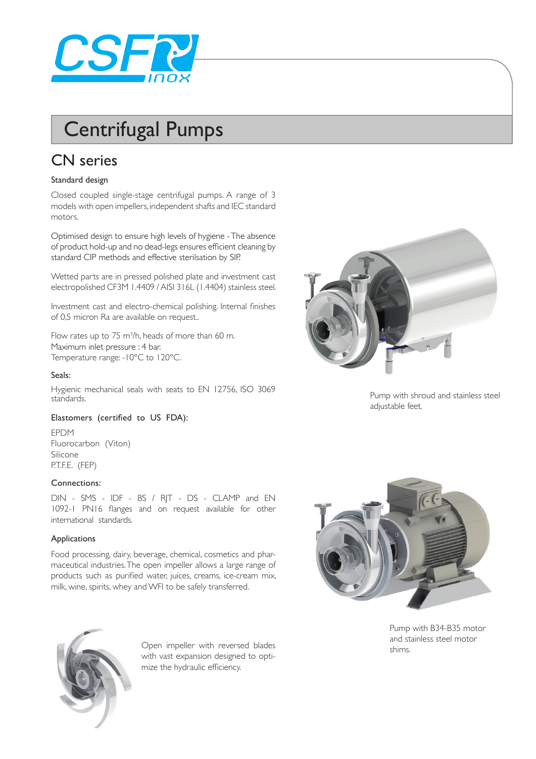# Centrifugal Pumps

## CN series

### Standard design

Closed coupled single-stage centrifugal pumps. A range of 3 models with open impellers, independent shafts and IEC standard motors.

Optimised design to ensure high levels of hygiene - The absence of product hold-up and no dead-legs ensures efficient cleaning by standard CIP methods and effective sterilsation by SIP.

Wetted parts are in pressed polished plate and investment cast electropolished CF3M 1.4409 / AISI 316L (1.4404) stainless steel.

Investment cast and electro-chemical polishing. Internal finishes of 0,5 micron Ra are available on request..

Flow rates up to 75 m$^3$/h, heads of more than 60 m.
Maximum inlet pressure : 4 bar.
Temperature range: -10°C to 120°C.

### Seals:

Hygienic mechanical seals with seats to EN 12756, ISO 3069 standards.

### Elastomers (certified to US FDA):

EPDM
Fluorocarbon (Viton)
Silicone
P.T.F.E. (FEP)

### Connections:

DIN - SMS - IDF - BS / RJT - DS - CLAMP and EN 1092-1 PN16 flanges and on request available for other international standards.

### Applications

Food processing, dairy, beverage, chemical, cosmetics and pharmaceutical industries. The open impeller allows a large range of products such as purified water, juices, creams, ice-cream mix, milk, wine, spirits, whey and WFI to be safely transferred.

Pump with shroud and stainless steel adjustable feet.

Pump with B34-B35 motor and stainless steel motor shims.

Open impeller with reversed blades with vast expansion designed to optimize the hydraulic efficiency.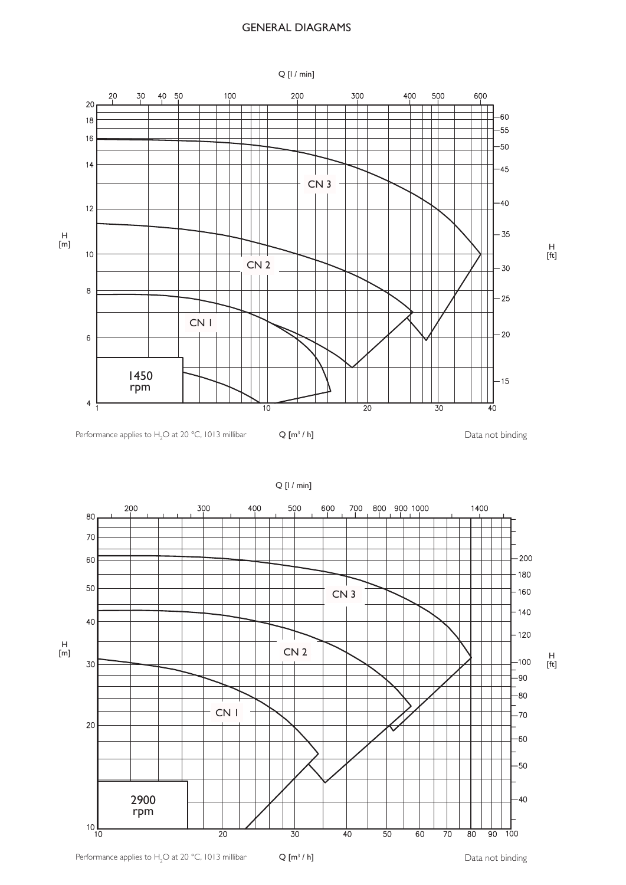# GENERAL DIAGRAMS

Q [l / min]

H [m]

H [ft]

CN 3

CN 2

CN 1

1450 rpm

Q [m³ / h]

Performance applies to $H_2O$ at 20 °C, 1013 millibar

Data not binding

Q [l / min]

H [m]

H [ft]

CN 3

CN 2

CN 1

2900 rpm

Q [m³ / h]

Performance applies to $H_2O$ at 20 °C, 1013 millibar

Data not binding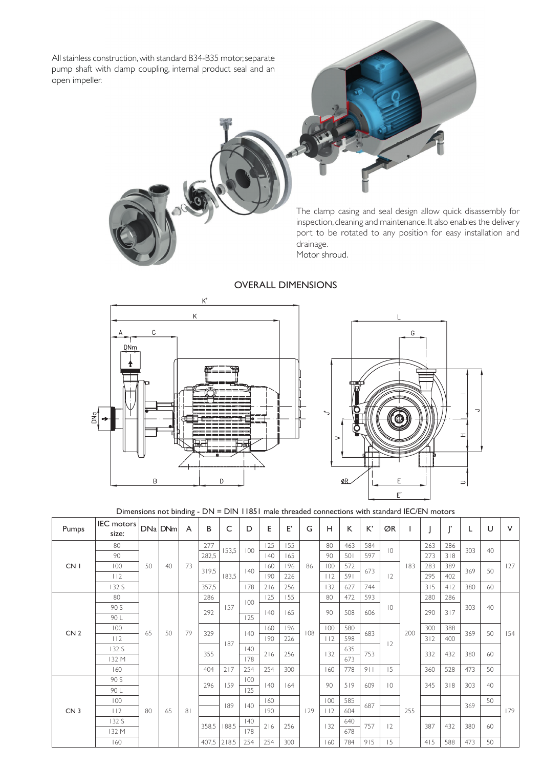All stainless construction, with standard B34-B35 motor, separate pump shaft with clamp coupling, internal product seal and an open impeller.

The clamp casing and seal design allow quick disassembly for inspection, cleaning and maintenance. It also enables the delivery port to be rotated to any position for easy installation and drainage.
Motor shroud.

## OVERALL DIMENSIONS

Dimensions not binding - DN = DIN 11851 male threaded connections with standard IEC/EN motors

| Pumps | IEC motors size: | DNa | DNm | A | B | C | D | E | E' | G | H | K | K' | ØR | I | J | J' | L | U | V |
|---|---|---|---|---|---|---|---|---|---|---|---|---|---|---|---|---|---|---|---|---|
| CN 1 | 80 | 50 | 40 | 73 | 277 | 153,5 | 100 | 125 | 155 | 86 | 80 | 463 | 584 | 10 | 183 | 263 | 286 | 303 | 40 | 127 |
| | 90 | | | | 282,5 | 153,5 | 100 | 140 | 165 | | 90 | 501 | 597 | 10 | | 273 | 318 | 303 | 40 | |
| | 100 | | | | 319,5 | 183,5 | 140 | 160 | 196 | | 100 | 572 | 673 | 12 | | 283 | 389 | 369 | 50 | |
| | 112 | | | | 319,5 | 183,5 | 140 | 190 | 226 | | 112 | 591 | 673 | 12 | | 295 | 402 | 369 | 50 | |
| | 132 S | | | | 357,5 | 183,5 | 178 | 216 | 256 | | 132 | 627 | 744 | 12 | | 315 | 412 | 380 | 60 | |
| CN 2 | 80 | 65 | 50 | 79 | 286 | 157 | 100 | 125 | 155 | 108 | 80 | 472 | 593 | 10 | 200 | 280 | 286 | 303 | 40 | 154 |
| | 90 S | | | | 292 | 157 | 100 | 140 | 165 | | 90 | 508 | 606 | 10 | | 290 | 317 | 303 | 40 | |
| | 90 L | | | | 292 | 157 | 125 | 140 | 165 | | 90 | 508 | 606 | 10 | | 290 | 317 | 303 | 40 | |
| | 100 | | | | 329 | 187 | 140 | 160 | 196 | | 100 | 580 | 683 | 12 | | 300 | 388 | 369 | 50 | |
| | 112 | | | | 329 | 187 | 140 | 190 | 226 | | 112 | 598 | 683 | 12 | | 312 | 400 | 369 | 50 | |
| | 132 S | | | | 355 | 187 | 140 | 216 | 256 | | 132 | 635 | 753 | 12 | | 332 | 432 | 380 | 60 | |
| | 132 M | | | | 355 | 187 | 178 | 216 | 256 | | 132 | 673 | 753 | 12 | | 332 | 432 | 380 | 60 | |
| | 160 | | | | 404 | 217 | 254 | 254 | 300 | | 160 | 778 | 911 | 15 | | 360 | 528 | 473 | 50 | |
| CN 3 | 90 S | 80 | 65 | 81 | 296 | 159 | 100 | 140 | 164 | 129 | 90 | 519 | 609 | 10 | 255 | 345 | 318 | 303 | 40 | 179 |
| | 90 L | | | | 296 | 159 | 125 | 140 | 164 | | 90 | 519 | 609 | 10 | | 345 | 318 | 303 | 40 | |
| | 100 | | | | | 189 | 140 | 160 | | | 100 | 585 | 687 | | | | | 369 | 50 | |
| | 112 | | | | | 189 | 140 | 190 | | | 112 | 604 | 687 | | | | | 369 | | |
| | 132 S | | | | 358,5 | 188,5 | 140 | 216 | 256 | | 132 | 640 | 757 | 12 | | 387 | 432 | 380 | 60 | |
| | 132 M | | | | 358,5 | 188,5 | 178 | 216 | 256 | | 132 | 678 | 757 | 12 | | 387 | 432 | 380 | 60 | |
| | 160 | | | | 407,5 | 218,5 | 254 | 254 | 300 | | 160 | 784 | 915 | 15 | | 415 | 588 | 473 | 50 | |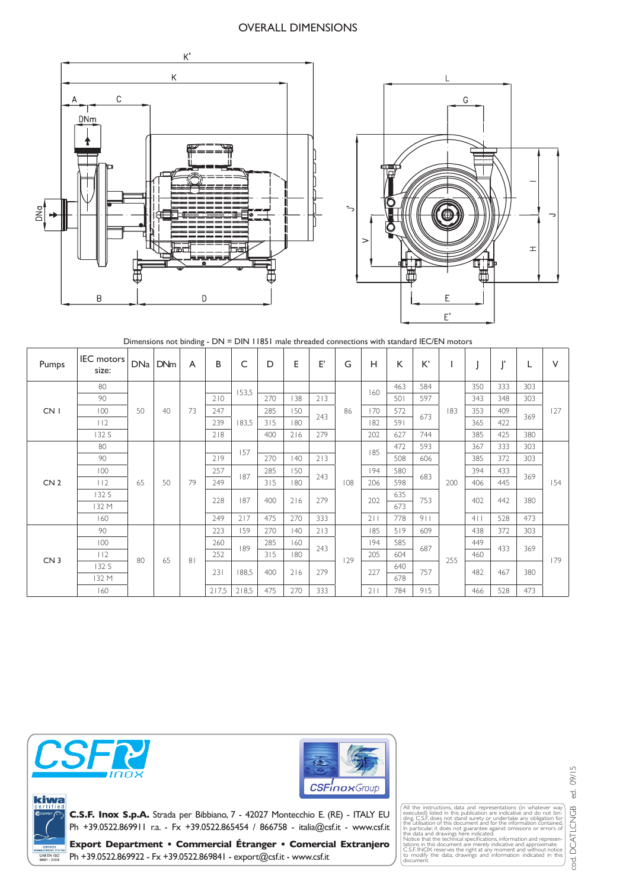# OVERALL DIMENSIONS

K'
K
A
C
DNm
DNa
B
D
L
G
J'
V
I
H
J
E
E'

Dimensions not binding - DN = DIN 11851 male threaded connections with standard IEC/EN motors

| Pumps | IEC motors size: | DNa | DNm | A | B | C | D | E | E' | G | H | K | K' | I | J | J' | L | V |
|---|---|---|---|---|---|---|---|---|---|---|---|---|---|---|---|---|---|---|
| CN 1 | 80 | 50 | 40 | 73 | 210 | 153,5 | 270 | 138 | 213 | 86 | 160 | 463 | 584 | 183 | 350 | 333 | 303 | 127 |
| | 90 | | | | 210 | 153,5 | 270 | 138 | 213 | | 160 | 501 | 597 | | 343 | 348 | 303 | |
| | 100 | | | | 247 | 183,5 | 285 | 150 | 243 | | 170 | 572 | 673 | | 353 | 409 | 369 | |
| | 112 | | | | 239 | 183,5 | 315 | 180 | 243 | | 182 | 591 | 673 | | 365 | 422 | 369 | |
| | 132 S | | | | 218 | 183,5 | 400 | 216 | 279 | | 202 | 627 | 744 | | 385 | 425 | 380 | |
| CN 2 | 80 | 65 | 50 | 79 | 219 | 157 | 270 | 140 | 213 | 108 | 185 | 472 | 593 | 200 | 367 | 333 | 303 | 154 |
| | 90 | | | | 219 | 157 | 270 | 140 | 213 | | 185 | 508 | 606 | | 385 | 372 | 303 | |
| | 100 | | | | 257 | 187 | 285 | 150 | 243 | | 194 | 580 | 683 | | 394 | 433 | 369 | |
| | 112 | | | | 249 | 187 | 315 | 180 | 243 | | 206 | 598 | 683 | | 406 | 445 | 369 | |
| | 132 S | | | | 228 | 187 | 400 | 216 | 279 | | 202 | 635 | 753 | | 402 | 442 | 380 | |
| | 132 M | | | | 228 | 187 | 400 | 216 | 279 | | 202 | 673 | 753 | | 402 | 442 | 380 | |
| | 160 | | | | 249 | 217 | 475 | 270 | 333 | | 211 | 778 | 911 | | 411 | 528 | 473 | |
| CN 3 | 90 | 80 | 65 | 81 | 223 | 159 | 270 | 140 | 213 | 129 | 185 | 519 | 609 | 255 | 438 | 372 | 303 | 179 |
| | 100 | | | | 260 | 189 | 285 | 160 | 243 | | 194 | 585 | 687 | | 449 | 433 | 369 | |
| | 112 | | | | 252 | 189 | 315 | 180 | 243 | | 205 | 604 | 687 | | 460 | 433 | 369 | |
| | 132 S | | | | 231 | 188,5 | 400 | 216 | 279 | | 227 | 640 | 757 | | 482 | 467 | 380 | |
| | 132 M | | | | 231 | 188,5 | 400 | 216 | 279 | | 227 | 678 | 757 | | 482 | 467 | 380 | |
| | 160 | | | | 217,5 | 218,5 | 475 | 270 | 333 | | 211 | 784 | 915 | | 466 | 528 | 473 | |

CSF INOX

CSFinoxGroup

kiwa certified — CERTIFIED MANAGEMENT SYSTEM UNI EN ISO 9001:2008

**C.S.F. Inox S.p.A.** Strada per Bibbiano, 7 - 42027 Montecchio E. (RE) - ITALY EU
Ph +39.0522.869911 r.a. - Fx +39.0522.865454 / 866758 - italia@csf.it - www.csf.it

**Export Department • Commercial Étranger • Comercial Extranjero**
Ph +39.0522.869922 - Fx +39.0522.869841 - export@csf.it - www.csf.it

All the instructions, data and representations (in whatever way executed) listed in this publication are indicative and do not binding. C.S.F. does not stand surety or undertake any obligation for the utilisation of this document and for the information contained. In particular, it does not guarantee against omissions or errors of the data and drawings here indicated.
Notice that the technical specifications, information and representations in this document are merely indicative and approximate. C.S.F. INOX reserves the right at any moment and without notice to modify the data, drawings and information indicated in this document.

cod. DCATLCNGB ed. 09/15